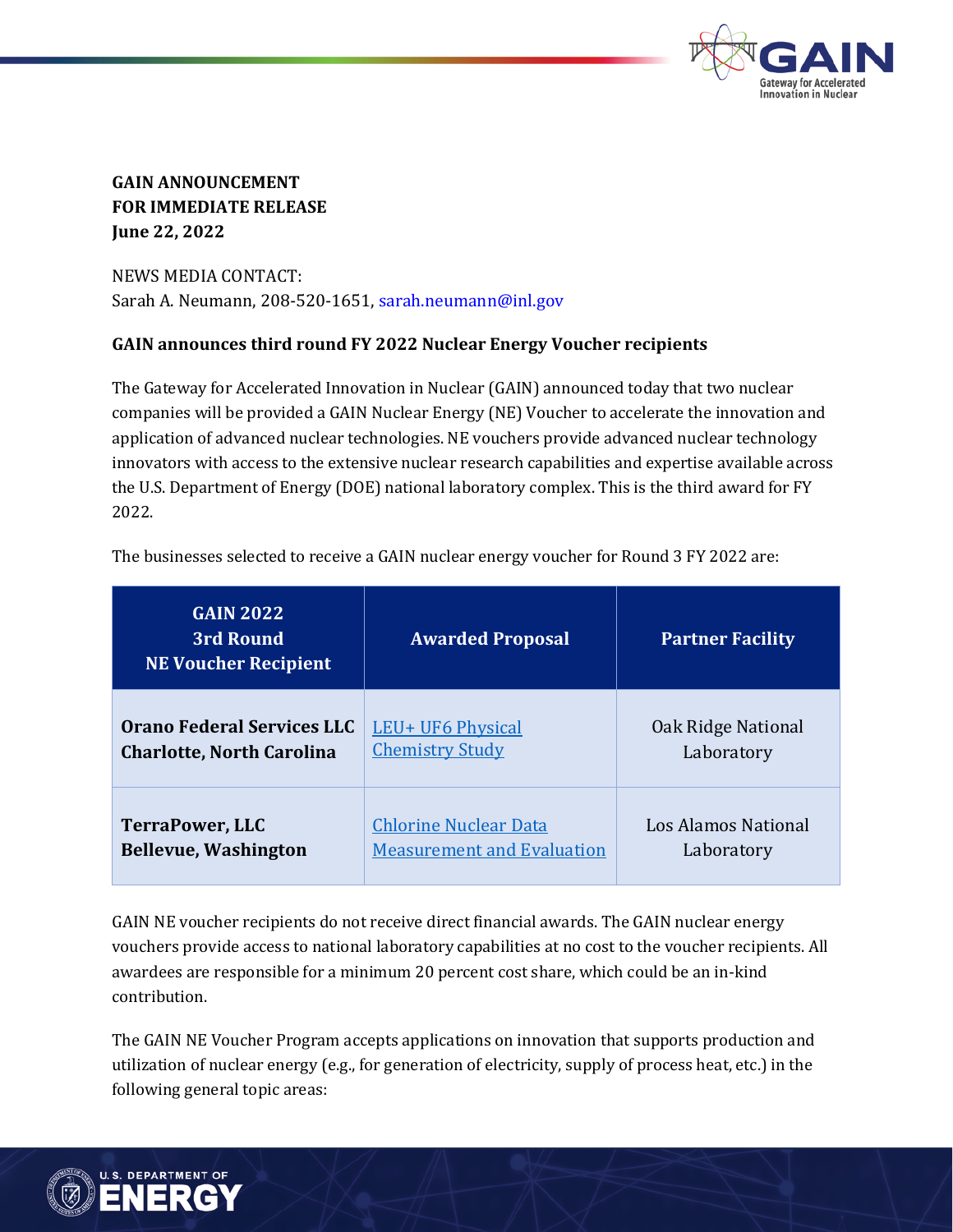**GAIN ANNOUNCEMENT**
**FOR IMMEDIATE RELEASE**
**June 22, 2022**

NEWS MEDIA CONTACT:
Sarah A. Neumann, 208-520-1651, sarah.neumann@inl.gov

**GAIN announces third round FY 2022 Nuclear Energy Voucher recipients**

The Gateway for Accelerated Innovation in Nuclear (GAIN) announced today that two nuclear companies will be provided a GAIN Nuclear Energy (NE) Voucher to accelerate the innovation and application of advanced nuclear technologies. NE vouchers provide advanced nuclear technology innovators with access to the extensive nuclear research capabilities and expertise available across the U.S. Department of Energy (DOE) national laboratory complex. This is the third award for FY 2022.

The businesses selected to receive a GAIN nuclear energy voucher for Round 3 FY 2022 are:

| GAIN 2022 3rd Round NE Voucher Recipient | Awarded Proposal | Partner Facility |
|---|---|---|
| **Orano Federal Services LLC Charlotte, North Carolina** | LEU+ UF6 Physical Chemistry Study | Oak Ridge National Laboratory |
| **TerraPower, LLC Bellevue, Washington** | Chlorine Nuclear Data Measurement and Evaluation | Los Alamos National Laboratory |

GAIN NE voucher recipients do not receive direct financial awards. The GAIN nuclear energy vouchers provide access to national laboratory capabilities at no cost to the voucher recipients. All awardees are responsible for a minimum 20 percent cost share, which could be an in-kind contribution.

The GAIN NE Voucher Program accepts applications on innovation that supports production and utilization of nuclear energy (e.g., for generation of electricity, supply of process heat, etc.) in the following general topic areas: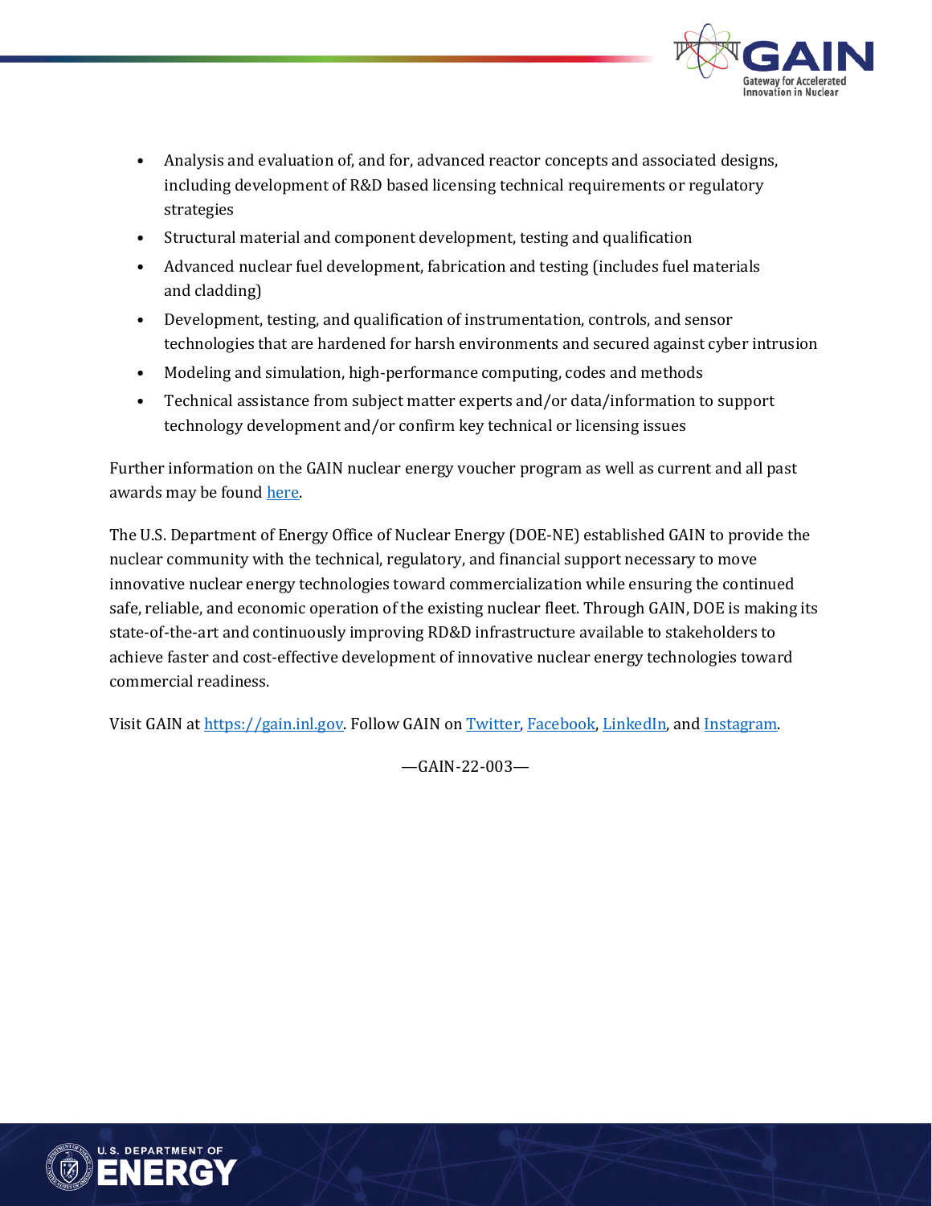- Analysis and evaluation of, and for, advanced reactor concepts and associated designs, including development of R&D based licensing technical requirements or regulatory strategies
- Structural material and component development, testing and qualification
- Advanced nuclear fuel development, fabrication and testing (includes fuel materials and cladding)
- Development, testing, and qualification of instrumentation, controls, and sensor technologies that are hardened for harsh environments and secured against cyber intrusion
- Modeling and simulation, high-performance computing, codes and methods
- Technical assistance from subject matter experts and/or data/information to support technology development and/or confirm key technical or licensing issues

Further information on the GAIN nuclear energy voucher program as well as current and all past awards may be found [here]().

The U.S. Department of Energy Office of Nuclear Energy (DOE-NE) established GAIN to provide the nuclear community with the technical, regulatory, and financial support necessary to move innovative nuclear energy technologies toward commercialization while ensuring the continued safe, reliable, and economic operation of the existing nuclear fleet. Through GAIN, DOE is making its state-of-the-art and continuously improving RD&D infrastructure available to stakeholders to achieve faster and cost-effective development of innovative nuclear energy technologies toward commercial readiness.

Visit GAIN at [https://gain.inl.gov](https://gain.inl.gov). Follow GAIN on [Twitter](), [Facebook](), [LinkedIn](), and [Instagram]().

—GAIN-22-003—